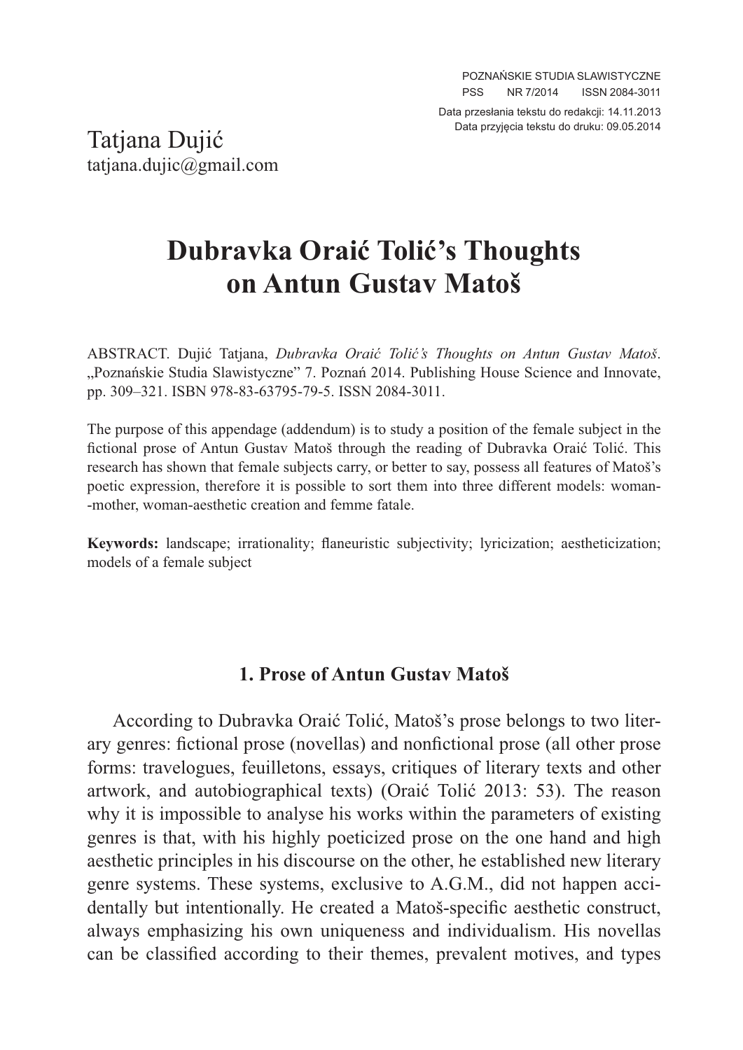Tatjana Dujić
tatjana.dujic@gmail.com

Data przesłania tekstu do redakcji: 14.11.2013
Data przyjęcia tekstu do druku: 09.05.2014

# Dubravka Oraić Tolić's Thoughts on Antun Gustav Matoš

ABSTRACT. Dujić Tatjana, *Dubravka Oraić Tolić's Thoughts on Antun Gustav Matoš*. „Poznańskie Studia Slawistyczne" 7. Poznań 2014. Publishing House Science and Innovate, pp. 309–321. ISBN 978-83-63795-79-5. ISSN 2084-3011.

The purpose of this appendage (addendum) is to study a position of the female subject in the fictional prose of Antun Gustav Matoš through the reading of Dubravka Oraić Tolić. This research has shown that female subjects carry, or better to say, possess all features of Matoš's poetic expression, therefore it is possible to sort them into three different models: woman--mother, woman-aesthetic creation and femme fatale.

**Keywords:** landscape; irrationality; flaneuristic subjectivity; lyricization; aestheticization; models of a female subject

## 1. Prose of Antun Gustav Matoš

According to Dubravka Oraić Tolić, Matoš's prose belongs to two literary genres: fictional prose (novellas) and nonfictional prose (all other prose forms: travelogues, feuilletons, essays, critiques of literary texts and other artwork, and autobiographical texts) (Oraić Tolić 2013: 53). The reason why it is impossible to analyse his works within the parameters of existing genres is that, with his highly poeticized prose on the one hand and high aesthetic principles in his discourse on the other, he established new literary genre systems. These systems, exclusive to A.G.M., did not happen accidentally but intentionally. He created a Matoš-specific aesthetic construct, always emphasizing his own uniqueness and individualism. His novellas can be classified according to their themes, prevalent motives, and types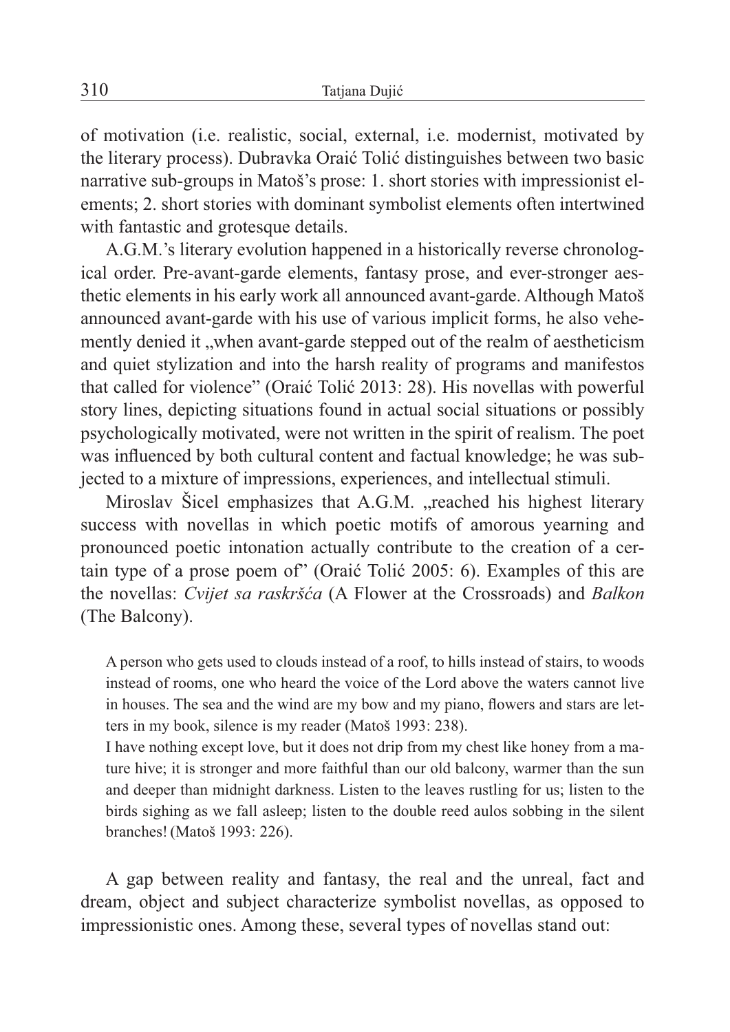of motivation (i.e. realistic, social, external, i.e. modernist, motivated by the literary process). Dubravka Oraić Tolić distinguishes between two basic narrative sub-groups in Matoš's prose: 1. short stories with impressionist elements; 2. short stories with dominant symbolist elements often intertwined with fantastic and grotesque details.

A.G.M.'s literary evolution happened in a historically reverse chronological order. Pre-avant-garde elements, fantasy prose, and ever-stronger aesthetic elements in his early work all announced avant-garde. Although Matoš announced avant-garde with his use of various implicit forms, he also vehemently denied it „when avant-garde stepped out of the realm of aestheticism and quiet stylization and into the harsh reality of programs and manifestos that called for violence" (Oraić Tolić 2013: 28). His novellas with powerful story lines, depicting situations found in actual social situations or possibly psychologically motivated, were not written in the spirit of realism. The poet was influenced by both cultural content and factual knowledge; he was subjected to a mixture of impressions, experiences, and intellectual stimuli.

Miroslav Šicel emphasizes that A.G.M. „reached his highest literary success with novellas in which poetic motifs of amorous yearning and pronounced poetic intonation actually contribute to the creation of a certain type of a prose poem of" (Oraić Tolić 2005: 6). Examples of this are the novellas: *Cvijet sa raskršća* (A Flower at the Crossroads) and *Balkon* (The Balcony).

> A person who gets used to clouds instead of a roof, to hills instead of stairs, to woods instead of rooms, one who heard the voice of the Lord above the waters cannot live in houses. The sea and the wind are my bow and my piano, flowers and stars are letters in my book, silence is my reader (Matoš 1993: 238).
>
> I have nothing except love, but it does not drip from my chest like honey from a mature hive; it is stronger and more faithful than our old balcony, warmer than the sun and deeper than midnight darkness. Listen to the leaves rustling for us; listen to the birds sighing as we fall asleep; listen to the double reed aulos sobbing in the silent branches! (Matoš 1993: 226).

A gap between reality and fantasy, the real and the unreal, fact and dream, object and subject characterize symbolist novellas, as opposed to impressionistic ones. Among these, several types of novellas stand out: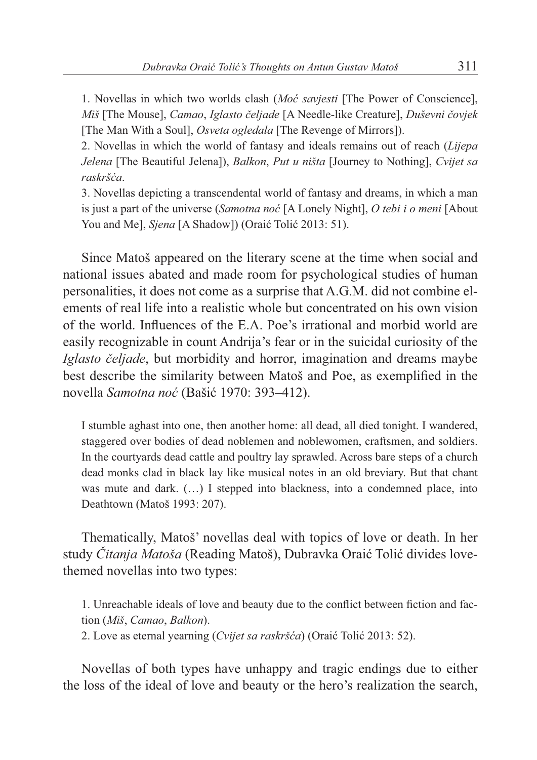1. Novellas in which two worlds clash (*Moć savjesti* [The Power of Conscience], *Miš* [The Mouse], *Camao*, *Iglasto čeljade* [A Needle-like Creature], *Duševni čovjek* [The Man With a Soul], *Osveta ogledala* [The Revenge of Mirrors]).

2. Novellas in which the world of fantasy and ideals remains out of reach (*Lijepa Jelena* [The Beautiful Jelena]), *Balkon*, *Put u ništa* [Journey to Nothing], *Cvijet sa raskršća*.

3. Novellas depicting a transcendental world of fantasy and dreams, in which a man is just a part of the universe (*Samotna noć* [A Lonely Night], *O tebi i o meni* [About You and Me], *Sjena* [A Shadow]) (Oraić Tolić 2013: 51).

Since Matoš appeared on the literary scene at the time when social and national issues abated and made room for psychological studies of human personalities, it does not come as a surprise that A.G.M. did not combine elements of real life into a realistic whole but concentrated on his own vision of the world. Influences of the E.A. Poe's irrational and morbid world are easily recognizable in count Andrija's fear or in the suicidal curiosity of the *Iglasto čeljade*, but morbidity and horror, imagination and dreams maybe best describe the similarity between Matoš and Poe, as exemplified in the novella *Samotna noć* (Bašić 1970: 393–412).

> I stumble aghast into one, then another home: all dead, all died tonight. I wandered, staggered over bodies of dead noblemen and noblewomen, craftsmen, and soldiers. In the courtyards dead cattle and poultry lay sprawled. Across bare steps of a church dead monks clad in black lay like musical notes in an old breviary. But that chant was mute and dark. (…) I stepped into blackness, into a condemned place, into Deathtown (Matoš 1993: 207).

Thematically, Matoš' novellas deal with topics of love or death. In her study *Čitanja Matoša* (Reading Matoš), Dubravka Oraić Tolić divides love-themed novellas into two types:

1. Unreachable ideals of love and beauty due to the conflict between fiction and faction (*Miš*, *Camao*, *Balkon*).

2. Love as eternal yearning (*Cvijet sa raskršća*) (Oraić Tolić 2013: 52).

Novellas of both types have unhappy and tragic endings due to either the loss of the ideal of love and beauty or the hero's realization the search,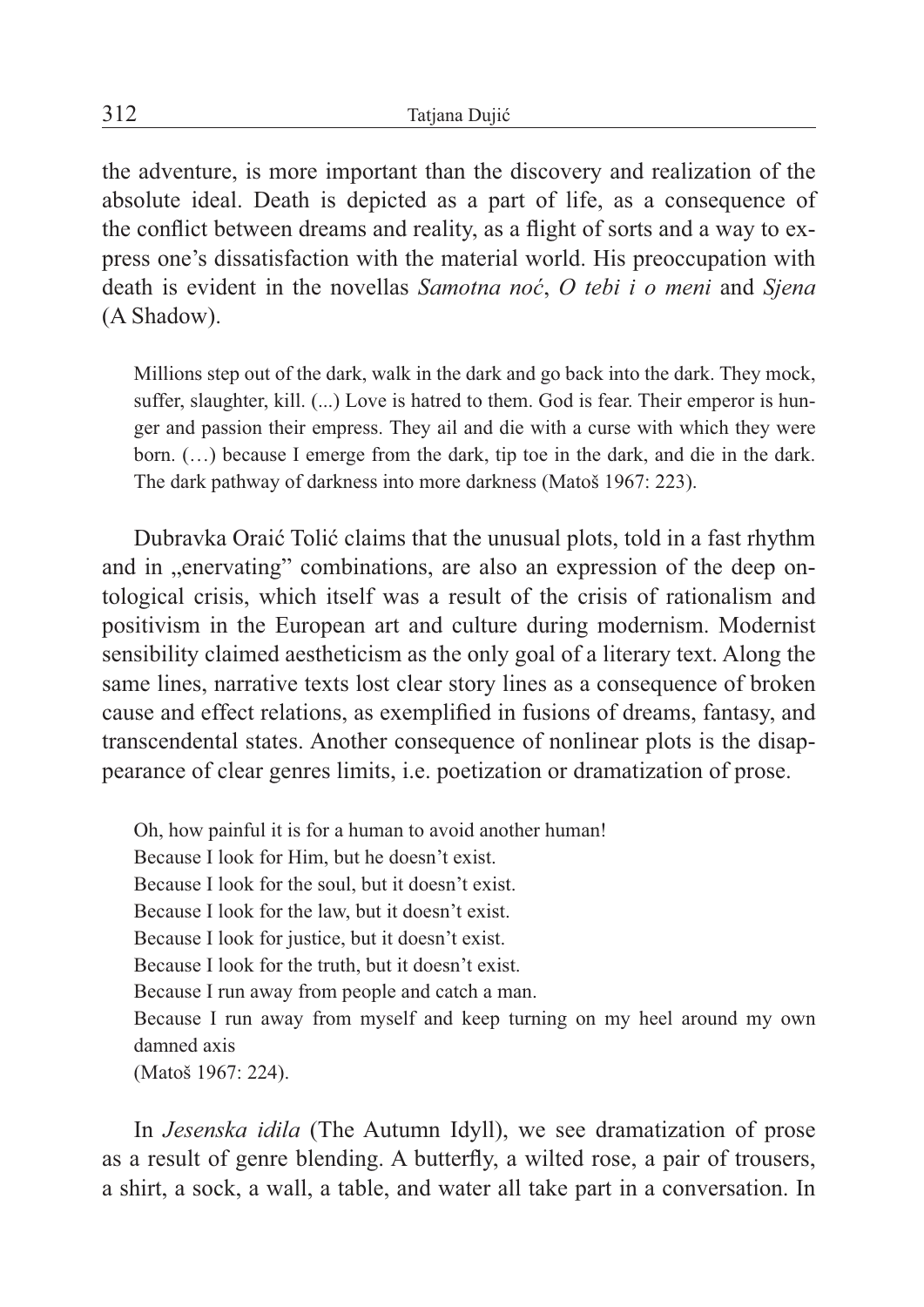the adventure, is more important than the discovery and realization of the absolute ideal. Death is depicted as a part of life, as a consequence of the conflict between dreams and reality, as a flight of sorts and a way to express one's dissatisfaction with the material world. His preoccupation with death is evident in the novellas *Samotna noć*, *O tebi i o meni* and *Sjena* (A Shadow).

> Millions step out of the dark, walk in the dark and go back into the dark. They mock, suffer, slaughter, kill. (...) Love is hatred to them. God is fear. Their emperor is hunger and passion their empress. They ail and die with a curse with which they were born. (…) because I emerge from the dark, tip toe in the dark, and die in the dark. The dark pathway of darkness into more darkness (Matoš 1967: 223).

Dubravka Oraić Tolić claims that the unusual plots, told in a fast rhythm and in „enervating" combinations, are also an expression of the deep ontological crisis, which itself was a result of the crisis of rationalism and positivism in the European art and culture during modernism. Modernist sensibility claimed aestheticism as the only goal of a literary text. Along the same lines, narrative texts lost clear story lines as a consequence of broken cause and effect relations, as exemplified in fusions of dreams, fantasy, and transcendental states. Another consequence of nonlinear plots is the disappearance of clear genres limits, i.e. poetization or dramatization of prose.

> Oh, how painful it is for a human to avoid another human!
> Because I look for Him, but he doesn't exist.
> Because I look for the soul, but it doesn't exist.
> Because I look for the law, but it doesn't exist.
> Because I look for justice, but it doesn't exist.
> Because I look for the truth, but it doesn't exist.
> Because I run away from people and catch a man.
> Because I run away from myself and keep turning on my heel around my own damned axis
> (Matoš 1967: 224).

In *Jesenska idila* (The Autumn Idyll), we see dramatization of prose as a result of genre blending. A butterfly, a wilted rose, a pair of trousers, a shirt, a sock, a wall, a table, and water all take part in a conversation. In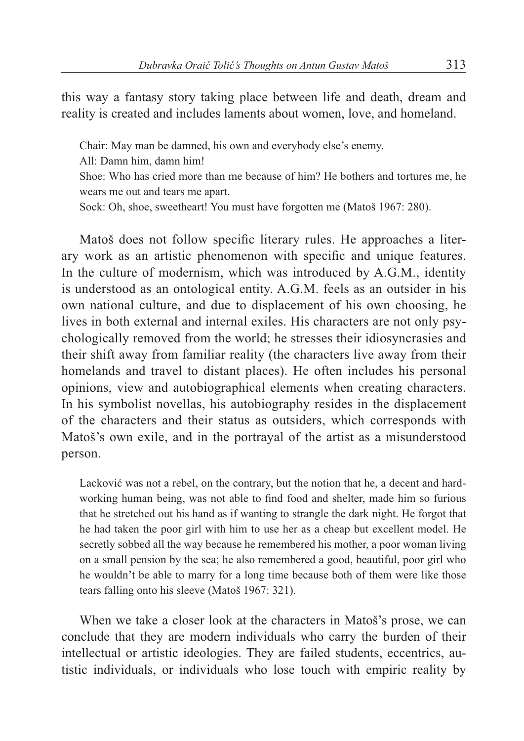this way a fantasy story taking place between life and death, dream and reality is created and includes laments about women, love, and homeland.

> Chair: May man be damned, his own and everybody else's enemy.
> All: Damn him, damn him!
> Shoe: Who has cried more than me because of him? He bothers and tortures me, he wears me out and tears me apart.
> Sock: Oh, shoe, sweetheart! You must have forgotten me (Matoš 1967: 280).

Matoš does not follow specific literary rules. He approaches a literary work as an artistic phenomenon with specific and unique features. In the culture of modernism, which was introduced by A.G.M., identity is understood as an ontological entity. A.G.M. feels as an outsider in his own national culture, and due to displacement of his own choosing, he lives in both external and internal exiles. His characters are not only psychologically removed from the world; he stresses their idiosyncrasies and their shift away from familiar reality (the characters live away from their homelands and travel to distant places). He often includes his personal opinions, view and autobiographical elements when creating characters. In his symbolist novellas, his autobiography resides in the displacement of the characters and their status as outsiders, which corresponds with Matoš's own exile, and in the portrayal of the artist as a misunderstood person.

> Lacković was not a rebel, on the contrary, but the notion that he, a decent and hardworking human being, was not able to find food and shelter, made him so furious that he stretched out his hand as if wanting to strangle the dark night. He forgot that he had taken the poor girl with him to use her as a cheap but excellent model. He secretly sobbed all the way because he remembered his mother, a poor woman living on a small pension by the sea; he also remembered a good, beautiful, poor girl who he wouldn't be able to marry for a long time because both of them were like those tears falling onto his sleeve (Matoš 1967: 321).

When we take a closer look at the characters in Matoš's prose, we can conclude that they are modern individuals who carry the burden of their intellectual or artistic ideologies. They are failed students, eccentrics, autistic individuals, or individuals who lose touch with empiric reality by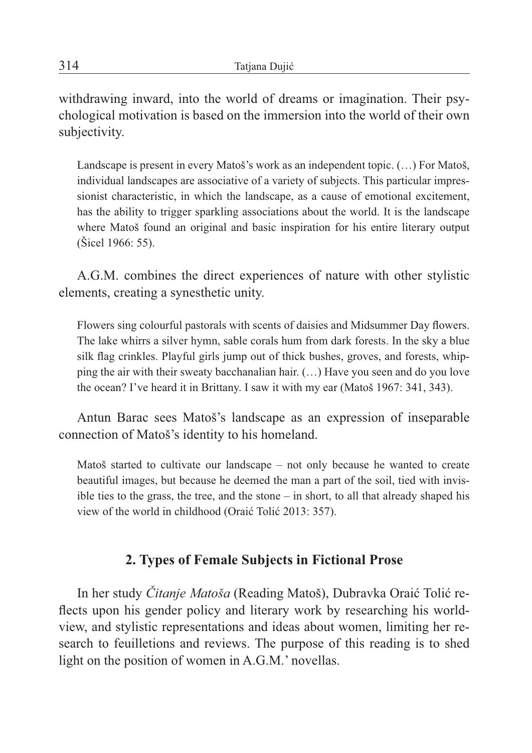withdrawing inward, into the world of dreams or imagination. Their psychological motivation is based on the immersion into the world of their own subjectivity.

> Landscape is present in every Matoš's work as an independent topic. (…) For Matoš, individual landscapes are associative of a variety of subjects. This particular impressionist characteristic, in which the landscape, as a cause of emotional excitement, has the ability to trigger sparkling associations about the world. It is the landscape where Matoš found an original and basic inspiration for his entire literary output (Šicel 1966: 55).

A.G.M. combines the direct experiences of nature with other stylistic elements, creating a synesthetic unity.

> Flowers sing colourful pastorals with scents of daisies and Midsummer Day flowers. The lake whirrs a silver hymn, sable corals hum from dark forests. In the sky a blue silk flag crinkles. Playful girls jump out of thick bushes, groves, and forests, whipping the air with their sweaty bacchanalian hair. (…) Have you seen and do you love the ocean? I've heard it in Brittany. I saw it with my ear (Matoš 1967: 341, 343).

Antun Barac sees Matoš's landscape as an expression of inseparable connection of Matoš's identity to his homeland.

> Matoš started to cultivate our landscape – not only because he wanted to create beautiful images, but because he deemed the man a part of the soil, tied with invisible ties to the grass, the tree, and the stone – in short, to all that already shaped his view of the world in childhood (Oraić Tolić 2013: 357).

## 2. Types of Female Subjects in Fictional Prose

In her study *Čitanje Matoša* (Reading Matoš), Dubravka Oraić Tolić reflects upon his gender policy and literary work by researching his worldview, and stylistic representations and ideas about women, limiting her research to feuilletions and reviews. The purpose of this reading is to shed light on the position of women in A.G.M.' novellas.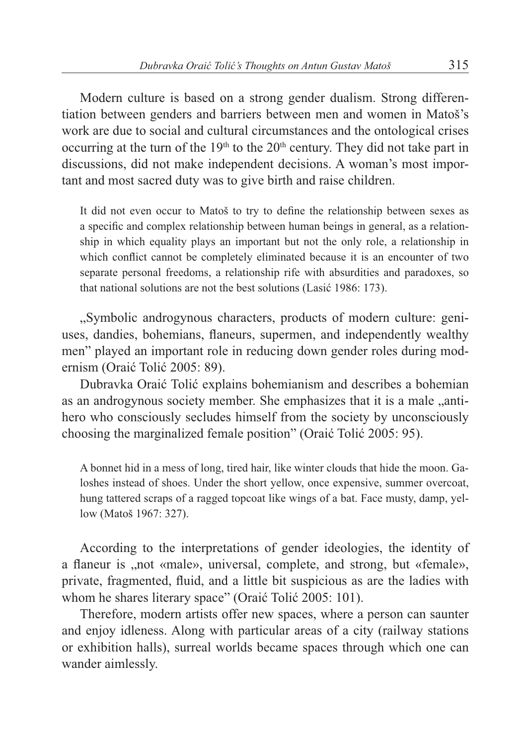Modern culture is based on a strong gender dualism. Strong differentiation between genders and barriers between men and women in Matoš's work are due to social and cultural circumstances and the ontological crises occurring at the turn of the 19th to the 20th century. They did not take part in discussions, did not make independent decisions. A woman's most important and most sacred duty was to give birth and raise children.

> It did not even occur to Matoš to try to define the relationship between sexes as a specific and complex relationship between human beings in general, as a relationship in which equality plays an important but not the only role, a relationship in which conflict cannot be completely eliminated because it is an encounter of two separate personal freedoms, a relationship rife with absurdities and paradoxes, so that national solutions are not the best solutions (Lasić 1986: 173).

„Symbolic androgynous characters, products of modern culture: geniuses, dandies, bohemians, flaneurs, supermen, and independently wealthy men" played an important role in reducing down gender roles during modernism (Oraić Tolić 2005: 89).

Dubravka Oraić Tolić explains bohemianism and describes a bohemian as an androgynous society member. She emphasizes that it is a male „antihero who consciously secludes himself from the society by unconsciously choosing the marginalized female position" (Oraić Tolić 2005: 95).

> A bonnet hid in a mess of long, tired hair, like winter clouds that hide the moon. Galoshes instead of shoes. Under the short yellow, once expensive, summer overcoat, hung tattered scraps of a ragged topcoat like wings of a bat. Face musty, damp, yellow (Matoš 1967: 327).

According to the interpretations of gender ideologies, the identity of a flaneur is „not «male», universal, complete, and strong, but «female», private, fragmented, fluid, and a little bit suspicious as are the ladies with whom he shares literary space" (Oraić Tolić 2005: 101).

Therefore, modern artists offer new spaces, where a person can saunter and enjoy idleness. Along with particular areas of a city (railway stations or exhibition halls), surreal worlds became spaces through which one can wander aimlessly.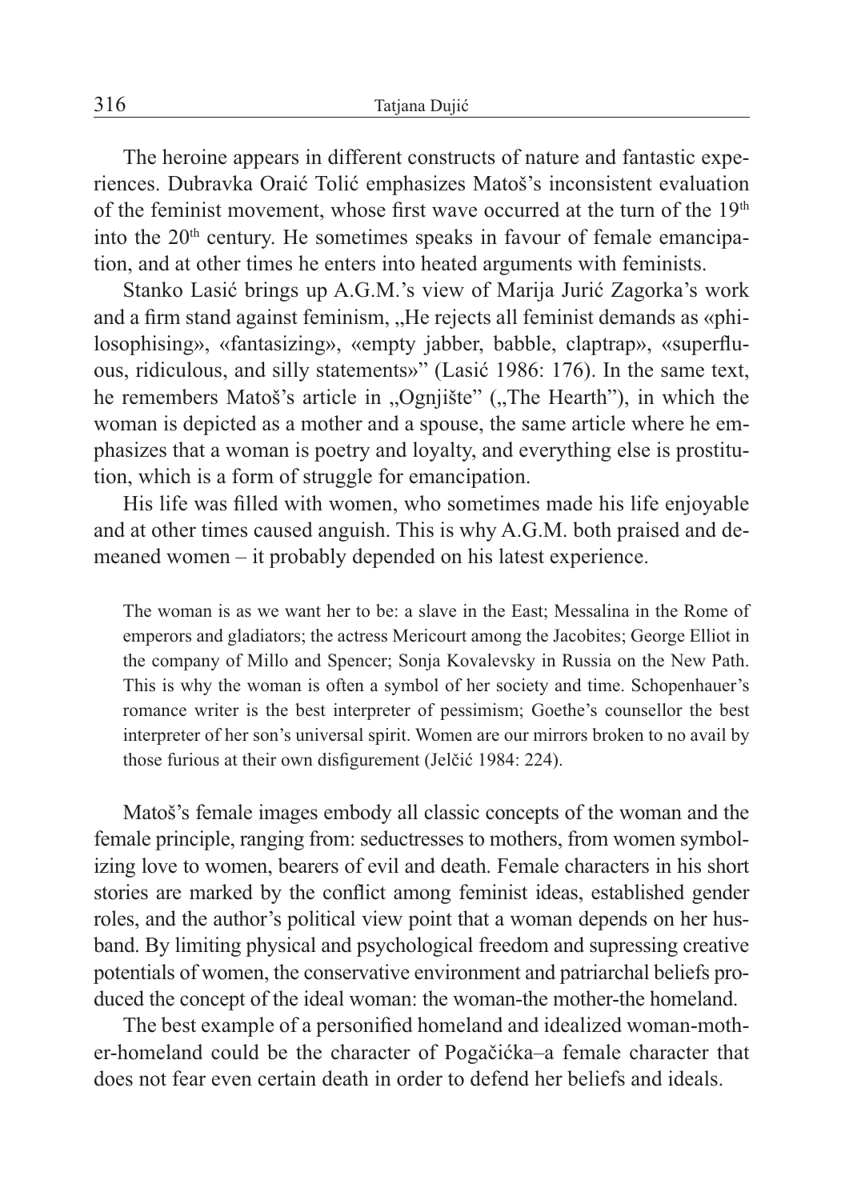The heroine appears in different constructs of nature and fantastic experiences. Dubravka Oraić Tolić emphasizes Matoš's inconsistent evaluation of the feminist movement, whose first wave occurred at the turn of the 19th into the 20th century. He sometimes speaks in favour of female emancipation, and at other times he enters into heated arguments with feminists.

Stanko Lasić brings up A.G.M.'s view of Marija Jurić Zagorka's work and a firm stand against feminism, „He rejects all feminist demands as «philosophising», «fantasizing», «empty jabber, babble, claptrap», «superfluous, ridiculous, and silly statements»" (Lasić 1986: 176). In the same text, he remembers Matoš's article in „Ognjište" („The Hearth"), in which the woman is depicted as a mother and a spouse, the same article where he emphasizes that a woman is poetry and loyalty, and everything else is prostitution, which is a form of struggle for emancipation.

His life was filled with women, who sometimes made his life enjoyable and at other times caused anguish. This is why A.G.M. both praised and demeaned women – it probably depended on his latest experience.

> The woman is as we want her to be: a slave in the East; Messalina in the Rome of emperors and gladiators; the actress Mericourt among the Jacobites; George Elliot in the company of Millo and Spencer; Sonja Kovalevsky in Russia on the New Path. This is why the woman is often a symbol of her society and time. Schopenhauer's romance writer is the best interpreter of pessimism; Goethe's counsellor the best interpreter of her son's universal spirit. Women are our mirrors broken to no avail by those furious at their own disfigurement (Jelčić 1984: 224).

Matoš's female images embody all classic concepts of the woman and the female principle, ranging from: seductresses to mothers, from women symbolizing love to women, bearers of evil and death. Female characters in his short stories are marked by the conflict among feminist ideas, established gender roles, and the author's political view point that a woman depends on her husband. By limiting physical and psychological freedom and supressing creative potentials of women, the conservative environment and patriarchal beliefs produced the concept of the ideal woman: the woman-the mother-the homeland.

The best example of a personified homeland and idealized woman-mother-homeland could be the character of Pogačićka–a female character that does not fear even certain death in order to defend her beliefs and ideals.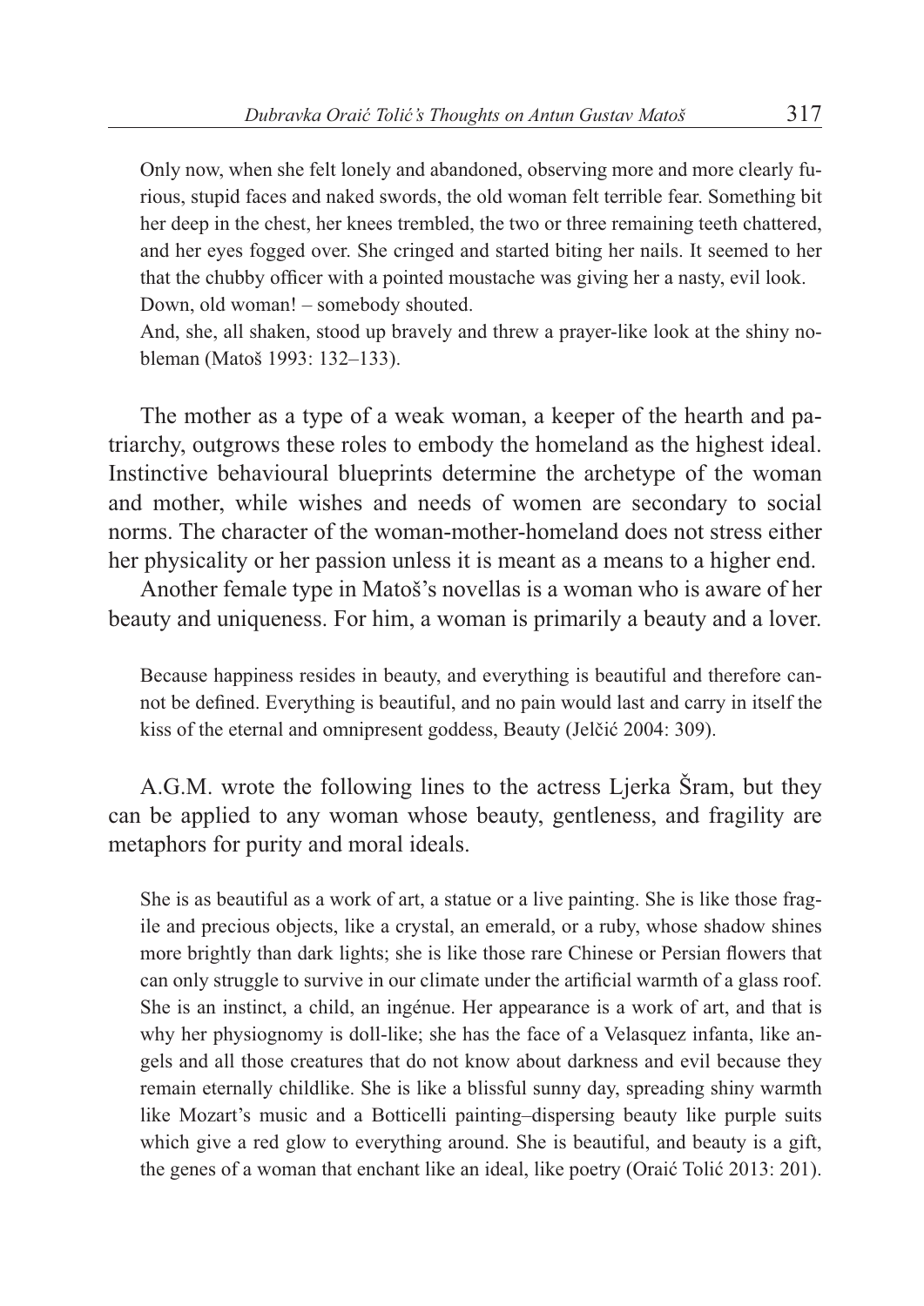> Only now, when she felt lonely and abandoned, observing more and more clearly furious, stupid faces and naked swords, the old woman felt terrible fear. Something bit her deep in the chest, her knees trembled, the two or three remaining teeth chattered, and her eyes fogged over. She cringed and started biting her nails. It seemed to her that the chubby officer with a pointed moustache was giving her a nasty, evil look.
> Down, old woman! – somebody shouted.
> And, she, all shaken, stood up bravely and threw a prayer-like look at the shiny nobleman (Matoš 1993: 132–133).

The mother as a type of a weak woman, a keeper of the hearth and patriarchy, outgrows these roles to embody the homeland as the highest ideal. Instinctive behavioural blueprints determine the archetype of the woman and mother, while wishes and needs of women are secondary to social norms. The character of the woman-mother-homeland does not stress either her physicality or her passion unless it is meant as a means to a higher end.

Another female type in Matoš's novellas is a woman who is aware of her beauty and uniqueness. For him, a woman is primarily a beauty and a lover.

> Because happiness resides in beauty, and everything is beautiful and therefore cannot be defined. Everything is beautiful, and no pain would last and carry in itself the kiss of the eternal and omnipresent goddess, Beauty (Jelčić 2004: 309).

A.G.M. wrote the following lines to the actress Ljerka Šram, but they can be applied to any woman whose beauty, gentleness, and fragility are metaphors for purity and moral ideals.

> She is as beautiful as a work of art, a statue or a live painting. She is like those fragile and precious objects, like a crystal, an emerald, or a ruby, whose shadow shines more brightly than dark lights; she is like those rare Chinese or Persian flowers that can only struggle to survive in our climate under the artificial warmth of a glass roof. She is an instinct, a child, an ingénue. Her appearance is a work of art, and that is why her physiognomy is doll-like; she has the face of a Velasquez infanta, like angels and all those creatures that do not know about darkness and evil because they remain eternally childlike. She is like a blissful sunny day, spreading shiny warmth like Mozart's music and a Botticelli painting–dispersing beauty like purple suits which give a red glow to everything around. She is beautiful, and beauty is a gift, the genes of a woman that enchant like an ideal, like poetry (Oraić Tolić 2013: 201).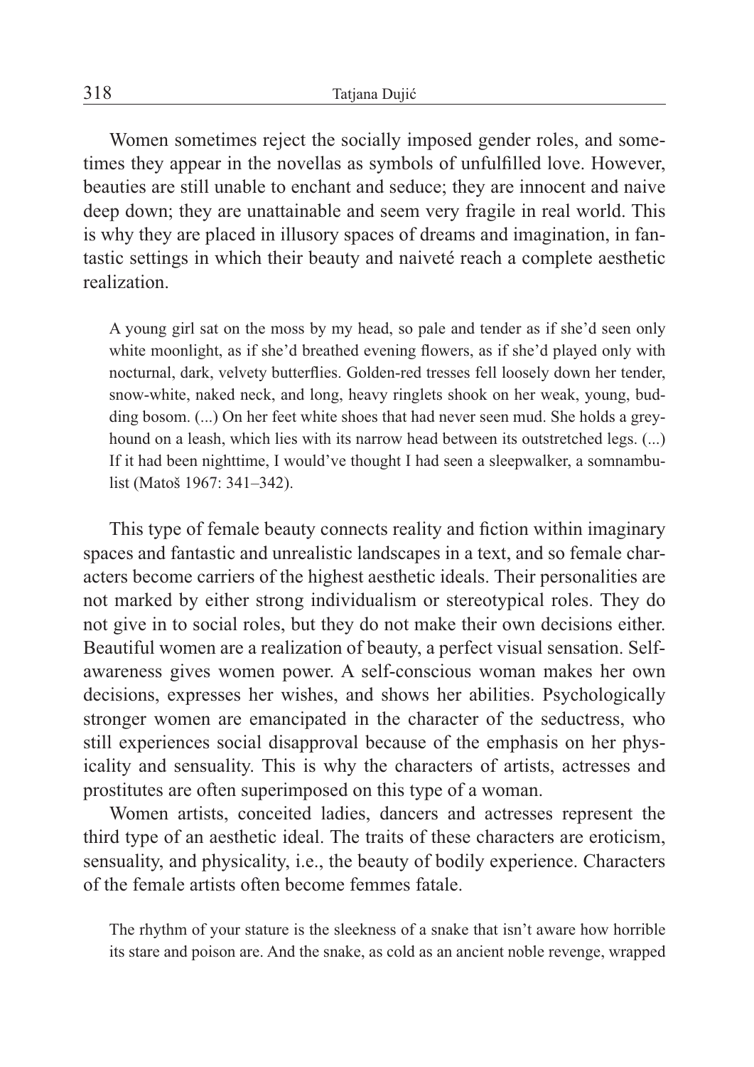Women sometimes reject the socially imposed gender roles, and sometimes they appear in the novellas as symbols of unfulfilled love. However, beauties are still unable to enchant and seduce; they are innocent and naive deep down; they are unattainable and seem very fragile in real world. This is why they are placed in illusory spaces of dreams and imagination, in fantastic settings in which their beauty and naiveté reach a complete aesthetic realization.

> A young girl sat on the moss by my head, so pale and tender as if she'd seen only white moonlight, as if she'd breathed evening flowers, as if she'd played only with nocturnal, dark, velvety butterflies. Golden-red tresses fell loosely down her tender, snow-white, naked neck, and long, heavy ringlets shook on her weak, young, budding bosom. (...) On her feet white shoes that had never seen mud. She holds a greyhound on a leash, which lies with its narrow head between its outstretched legs. (...) If it had been nighttime, I would've thought I had seen a sleepwalker, a somnambulist (Matoš 1967: 341–342).

This type of female beauty connects reality and fiction within imaginary spaces and fantastic and unrealistic landscapes in a text, and so female characters become carriers of the highest aesthetic ideals. Their personalities are not marked by either strong individualism or stereotypical roles. They do not give in to social roles, but they do not make their own decisions either. Beautiful women are a realization of beauty, a perfect visual sensation. Self-awareness gives women power. A self-conscious woman makes her own decisions, expresses her wishes, and shows her abilities. Psychologically stronger women are emancipated in the character of the seductress, who still experiences social disapproval because of the emphasis on her physicality and sensuality. This is why the characters of artists, actresses and prostitutes are often superimposed on this type of a woman.

Women artists, conceited ladies, dancers and actresses represent the third type of an aesthetic ideal. The traits of these characters are eroticism, sensuality, and physicality, i.e., the beauty of bodily experience. Characters of the female artists often become femmes fatale.

> The rhythm of your stature is the sleekness of a snake that isn't aware how horrible its stare and poison are. And the snake, as cold as an ancient noble revenge, wrapped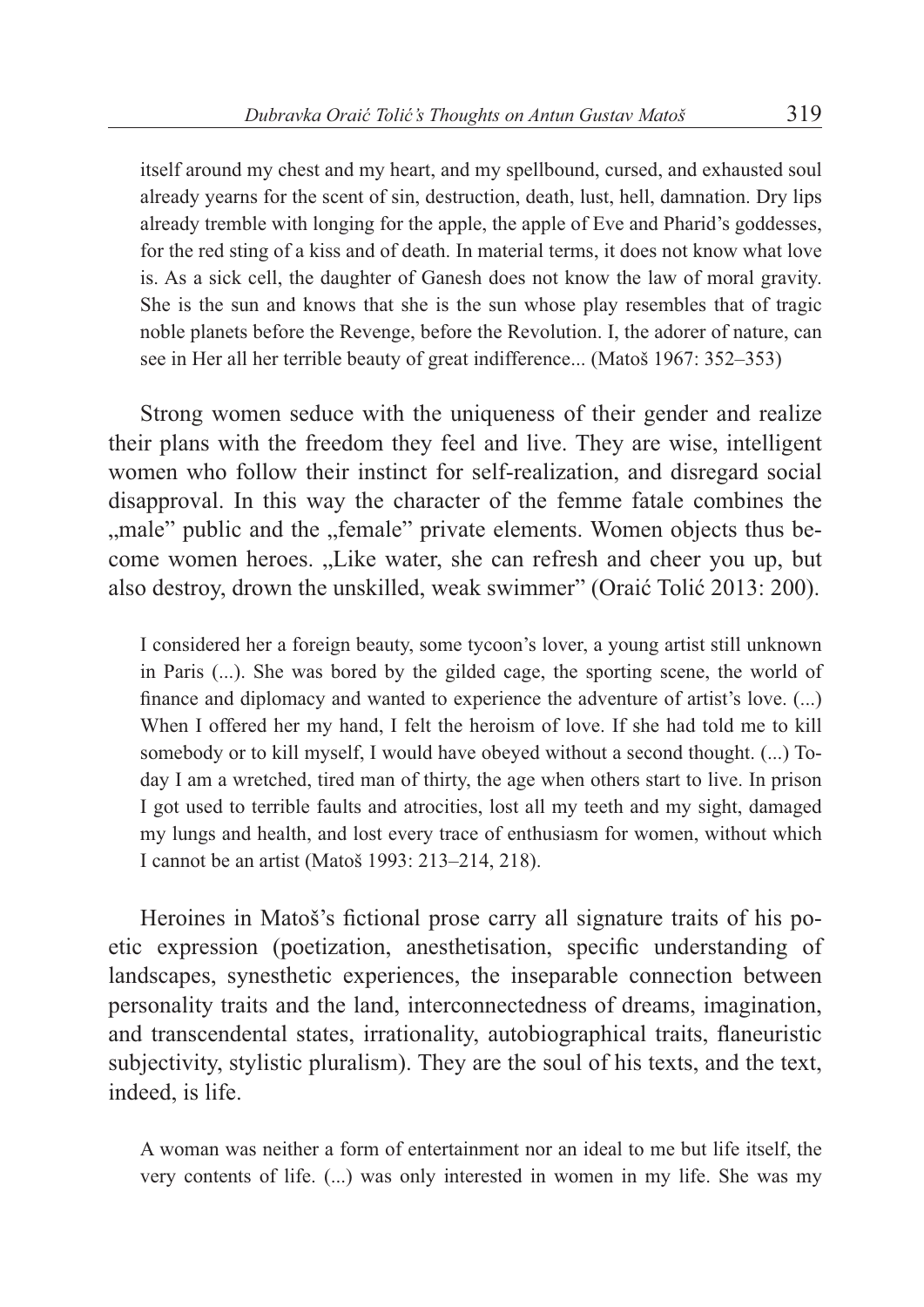> itself around my chest and my heart, and my spellbound, cursed, and exhausted soul already yearns for the scent of sin, destruction, death, lust, hell, damnation. Dry lips already tremble with longing for the apple, the apple of Eve and Pharid's goddesses, for the red sting of a kiss and of death. In material terms, it does not know what love is. As a sick cell, the daughter of Ganesh does not know the law of moral gravity. She is the sun and knows that she is the sun whose play resembles that of tragic noble planets before the Revenge, before the Revolution. I, the adorer of nature, can see in Her all her terrible beauty of great indifference... (Matoš 1967: 352–353)

Strong women seduce with the uniqueness of their gender and realize their plans with the freedom they feel and live. They are wise, intelligent women who follow their instinct for self-realization, and disregard social disapproval. In this way the character of the femme fatale combines the „male" public and the „female" private elements. Women objects thus become women heroes. „Like water, she can refresh and cheer you up, but also destroy, drown the unskilled, weak swimmer" (Oraić Tolić 2013: 200).

> I considered her a foreign beauty, some tycoon's lover, a young artist still unknown in Paris (...). She was bored by the gilded cage, the sporting scene, the world of finance and diplomacy and wanted to experience the adventure of artist's love. (...) When I offered her my hand, I felt the heroism of love. If she had told me to kill somebody or to kill myself, I would have obeyed without a second thought. (...) Today I am a wretched, tired man of thirty, the age when others start to live. In prison I got used to terrible faults and atrocities, lost all my teeth and my sight, damaged my lungs and health, and lost every trace of enthusiasm for women, without which I cannot be an artist (Matoš 1993: 213–214, 218).

Heroines in Matoš's fictional prose carry all signature traits of his poetic expression (poetization, anesthetisation, specific understanding of landscapes, synesthetic experiences, the inseparable connection between personality traits and the land, interconnectedness of dreams, imagination, and transcendental states, irrationality, autobiographical traits, flaneuristic subjectivity, stylistic pluralism). They are the soul of his texts, and the text, indeed, is life.

> A woman was neither a form of entertainment nor an ideal to me but life itself, the very contents of life. (...) was only interested in women in my life. She was my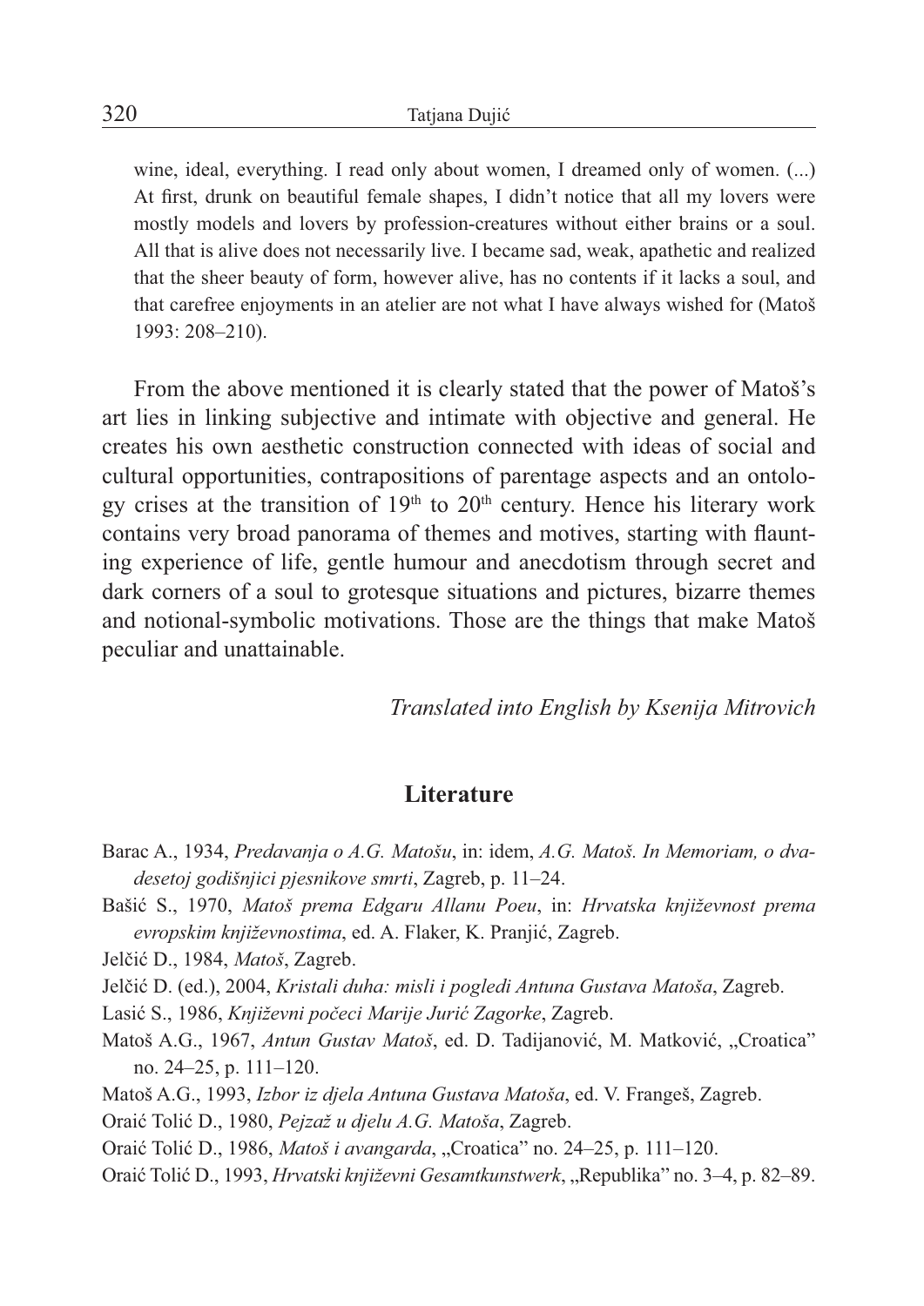> wine, ideal, everything. I read only about women, I dreamed only of women. (...) At first, drunk on beautiful female shapes, I didn't notice that all my lovers were mostly models and lovers by profession-creatures without either brains or a soul. All that is alive does not necessarily live. I became sad, weak, apathetic and realized that the sheer beauty of form, however alive, has no contents if it lacks a soul, and that carefree enjoyments in an atelier are not what I have always wished for (Matoš 1993: 208–210).

From the above mentioned it is clearly stated that the power of Matoš's art lies in linking subjective and intimate with objective and general. He creates his own aesthetic construction connected with ideas of social and cultural opportunities, contrapositions of parentage aspects and an ontology crises at the transition of 19th to 20th century. Hence his literary work contains very broad panorama of themes and motives, starting with flaunting experience of life, gentle humour and anecdotism through secret and dark corners of a soul to grotesque situations and pictures, bizarre themes and notional-symbolic motivations. Those are the things that make Matoš peculiar and unattainable.

*Translated into English by Ksenija Mitrovich*

## Literature

Barac A., 1934, *Predavanja o A.G. Matošu*, in: idem, *A.G. Matoš. In Memoriam, o dvadesetoj godišnjici pjesnikove smrti*, Zagreb, p. 11–24.

Bašić S., 1970, *Matoš prema Edgaru Allanu Poeu*, in: *Hrvatska književnost prema evropskim književnostima*, ed. A. Flaker, K. Pranjić, Zagreb.

Jelčić D., 1984, *Matoš*, Zagreb.

Jelčić D. (ed.), 2004, *Kristali duha: misli i pogledi Antuna Gustava Matoša*, Zagreb.

Lasić S., 1986, *Književni počeci Marije Jurić Zagorke*, Zagreb.

Matoš A.G., 1967, *Antun Gustav Matoš*, ed. D. Tadijanović, M. Matković, „Croatica" no. 24–25, p. 111–120.

Matoš A.G., 1993, *Izbor iz djela Antuna Gustava Matoša*, ed. V. Frangeš, Zagreb.

Oraić Tolić D., 1980, *Pejzaž u djelu A.G. Matoša*, Zagreb.

Oraić Tolić D., 1986, *Matoš i avangarda*, „Croatica" no. 24–25, p. 111–120.

Oraić Tolić D., 1993, *Hrvatski književni Gesamtkunstwerk*, „Republika" no. 3–4, p. 82–89.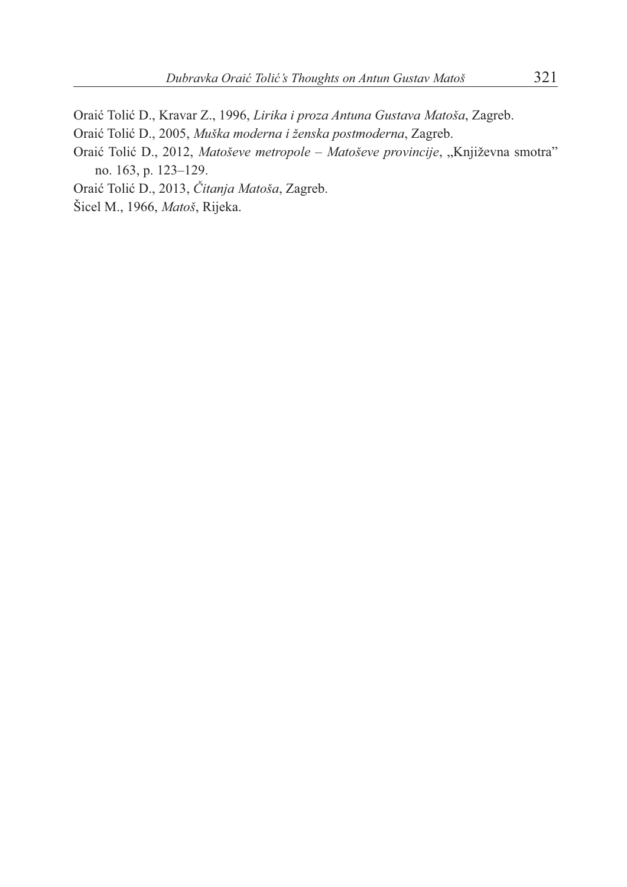Oraić Tolić D., Kravar Z., 1996, *Lirika i proza Antuna Gustava Matoša*, Zagreb.

Oraić Tolić D., 2005, *Muška moderna i ženska postmoderna*, Zagreb.

Oraić Tolić D., 2012, *Matoševe metropole – Matoševe provincije*, „Književna smotra" no. 163, p. 123–129.

Oraić Tolić D., 2013, *Čitanja Matoša*, Zagreb.

Šicel M., 1966, *Matoš*, Rijeka.